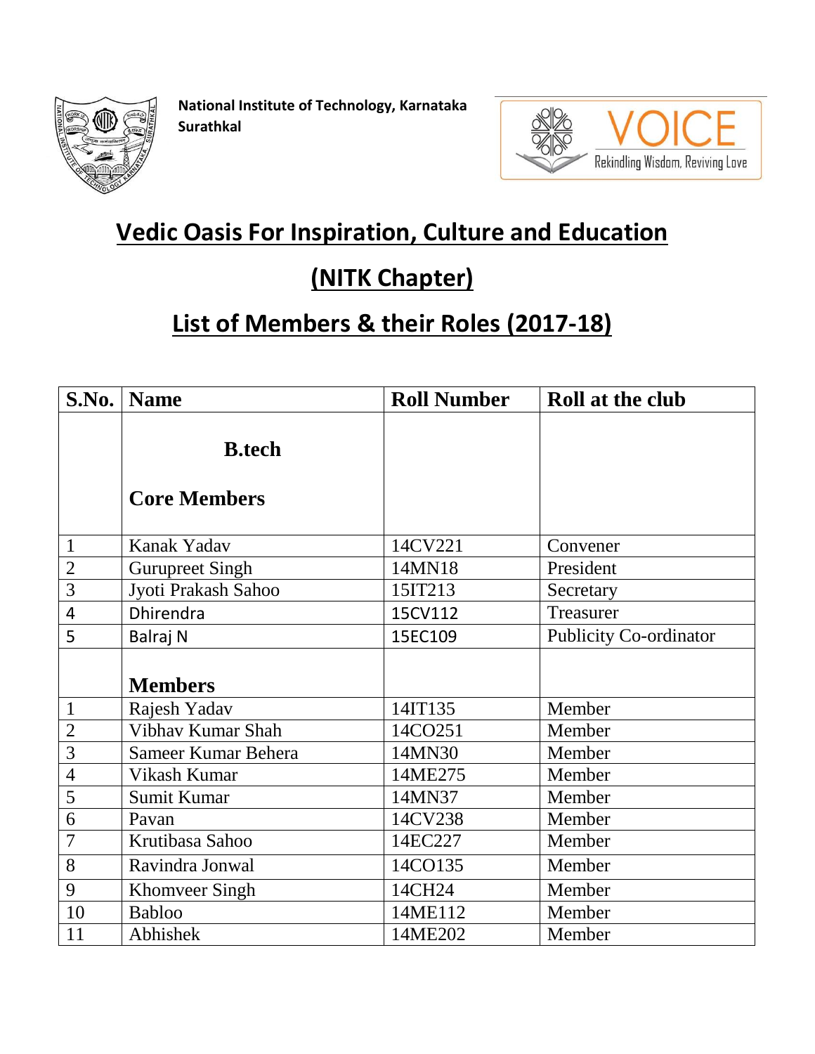**National Institute of Technology, Karnataka Surathkal**

VOICE
Rekindling Wisdom, Reviving Love

# Vedic Oasis For Inspiration, Culture and Education

# (NITK Chapter)

# List of Members & their Roles (2017-18)

| S.No. | Name | Roll Number | Roll at the club |
|---|---|---|---|
| | **B.tech** **Core Members** | | |
| 1 | Kanak Yadav | 14CV221 | Convener |
| 2 | Gurupreet Singh | 14MN18 | President |
| 3 | Jyoti Prakash Sahoo | 15IT213 | Secretary |
| 4 | Dhirendra | 15CV112 | Treasurer |
| 5 | Balraj N | 15EC109 | Publicity Co-ordinator |
| | **Members** | | |
| 1 | Rajesh Yadav | 14IT135 | Member |
| 2 | Vibhav Kumar Shah | 14CO251 | Member |
| 3 | Sameer Kumar Behera | 14MN30 | Member |
| 4 | Vikash Kumar | 14ME275 | Member |
| 5 | Sumit Kumar | 14MN37 | Member |
| 6 | Pavan | 14CV238 | Member |
| 7 | Krutibasa Sahoo | 14EC227 | Member |
| 8 | Ravindra Jonwal | 14CO135 | Member |
| 9 | Khomveer Singh | 14CH24 | Member |
| 10 | Babloo | 14ME112 | Member |
| 11 | Abhishek | 14ME202 | Member |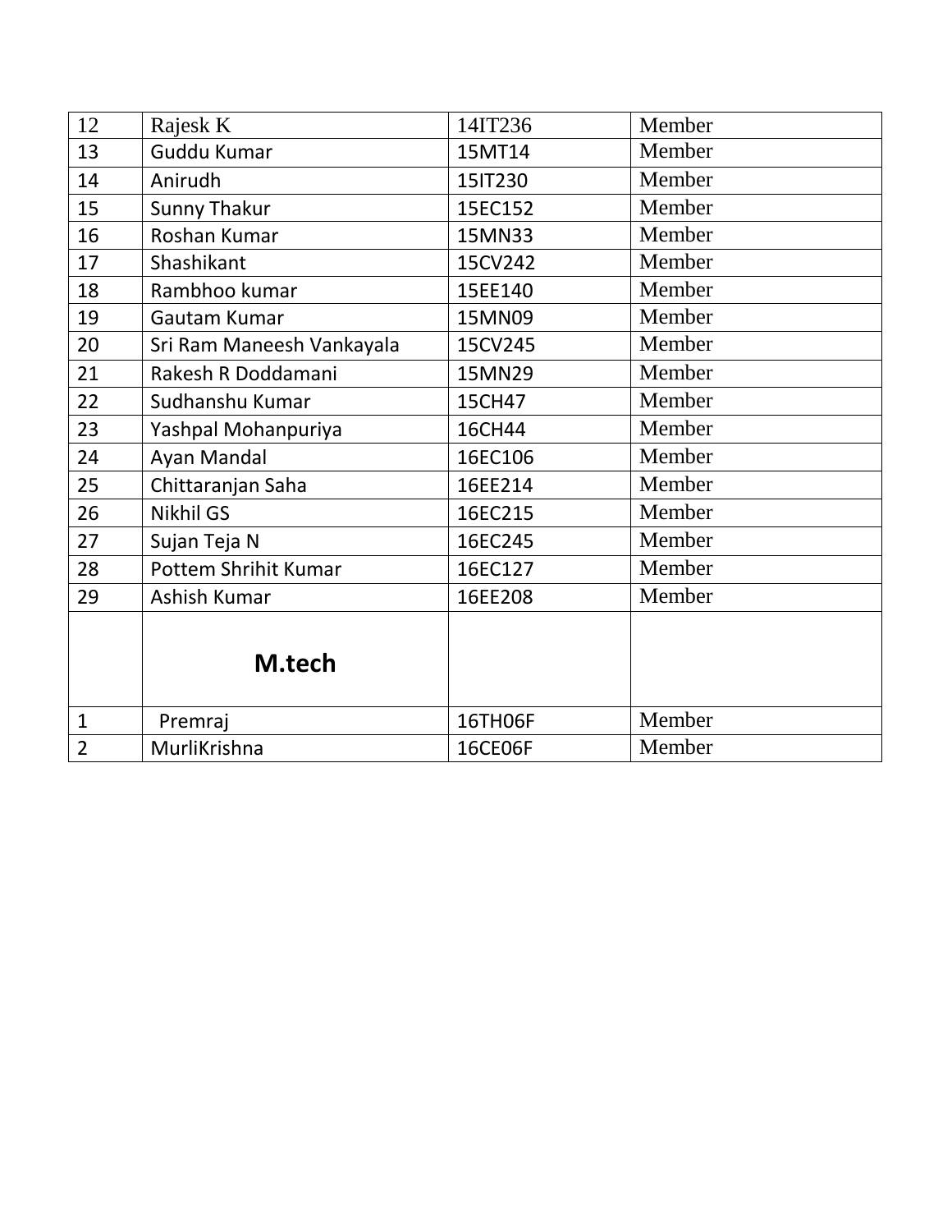| | | | |
|---|---|---|---|
| 12 | Rajesk K | 14IT236 | Member |
| 13 | Guddu Kumar | 15MT14 | Member |
| 14 | Anirudh | 15IT230 | Member |
| 15 | Sunny Thakur | 15EC152 | Member |
| 16 | Roshan Kumar | 15MN33 | Member |
| 17 | Shashikant | 15CV242 | Member |
| 18 | Rambhoo kumar | 15EE140 | Member |
| 19 | Gautam Kumar | 15MN09 | Member |
| 20 | Sri Ram Maneesh Vankayala | 15CV245 | Member |
| 21 | Rakesh R Doddamani | 15MN29 | Member |
| 22 | Sudhanshu Kumar | 15CH47 | Member |
| 23 | Yashpal Mohanpuriya | 16CH44 | Member |
| 24 | Ayan Mandal | 16EC106 | Member |
| 25 | Chittaranjan Saha | 16EE214 | Member |
| 26 | Nikhil GS | 16EC215 | Member |
| 27 | Sujan Teja N | 16EC245 | Member |
| 28 | Pottem Shrihit Kumar | 16EC127 | Member |
| 29 | Ashish Kumar | 16EE208 | Member |
| | **M.tech** | | |
| 1 | Premraj | 16TH06F | Member |
| 2 | MurliKrishna | 16CE06F | Member |